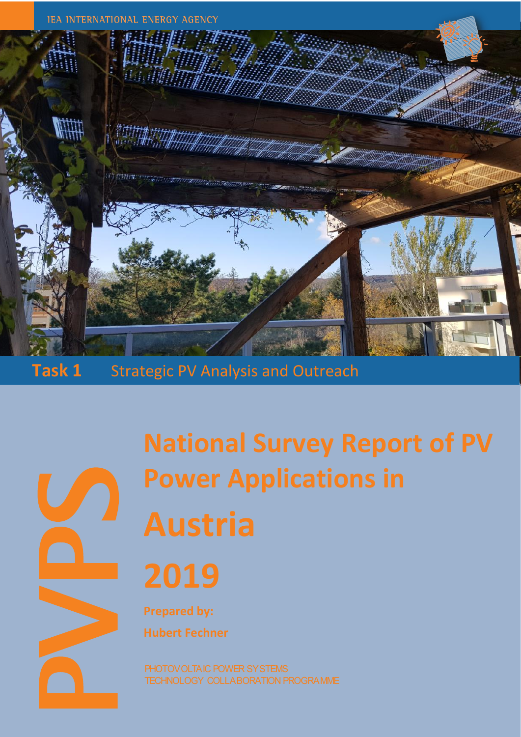IEA INTERNATIONAL ENERGY AGENCY

**Task 1** Strategic PV Analysis and Outreach

# National Survey Report of PV Power Applications in Austria 2019

**Prepared by:**

**Hubert Fechner**

PHOTOVOLTAIC POWER SYSTEMS TECHNOLOGY COLLABORATION PROGRAMME

PVPS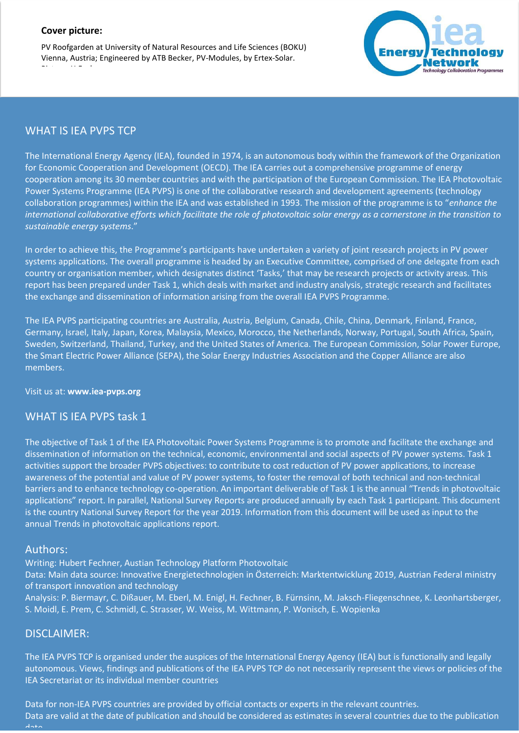**Cover picture:**

PV Roofgarden at University of Natural Resources and Life Sciences (BOKU) Vienna, Austria; Engineered by ATB Becker, PV-Modules, by Ertex-Solar.

## WHAT IS IEA PVPS TCP

The International Energy Agency (IEA), founded in 1974, is an autonomous body within the framework of the Organization for Economic Cooperation and Development (OECD). The IEA carries out a comprehensive programme of energy cooperation among its 30 member countries and with the participation of the European Commission. The IEA Photovoltaic Power Systems Programme (IEA PVPS) is one of the collaborative research and development agreements (technology collaboration programmes) within the IEA and was established in 1993. The mission of the programme is to "*enhance the international collaborative efforts which facilitate the role of photovoltaic solar energy as a cornerstone in the transition to sustainable energy systems*."

In order to achieve this, the Programme's participants have undertaken a variety of joint research projects in PV power systems applications. The overall programme is headed by an Executive Committee, comprised of one delegate from each country or organisation member, which designates distinct 'Tasks,' that may be research projects or activity areas. This report has been prepared under Task 1, which deals with market and industry analysis, strategic research and facilitates the exchange and dissemination of information arising from the overall IEA PVPS Programme.

The IEA PVPS participating countries are Australia, Austria, Belgium, Canada, Chile, China, Denmark, Finland, France, Germany, Israel, Italy, Japan, Korea, Malaysia, Mexico, Morocco, the Netherlands, Norway, Portugal, South Africa, Spain, Sweden, Switzerland, Thailand, Turkey, and the United States of America. The European Commission, Solar Power Europe, the Smart Electric Power Alliance (SEPA), the Solar Energy Industries Association and the Copper Alliance are also members.

Visit us at: **www.iea-pvps.org**

## WHAT IS IEA PVPS task 1

The objective of Task 1 of the IEA Photovoltaic Power Systems Programme is to promote and facilitate the exchange and dissemination of information on the technical, economic, environmental and social aspects of PV power systems. Task 1 activities support the broader PVPS objectives: to contribute to cost reduction of PV power applications, to increase awareness of the potential and value of PV power systems, to foster the removal of both technical and non-technical barriers and to enhance technology co-operation. An important deliverable of Task 1 is the annual "Trends in photovoltaic applications" report. In parallel, National Survey Reports are produced annually by each Task 1 participant. This document is the country National Survey Report for the year 2019. Information from this document will be used as input to the annual Trends in photovoltaic applications report.

## Authors:

Writing: Hubert Fechner, Austian Technology Platform Photovoltaic

Data: Main data source: Innovative Energietechnologien in Österreich: Marktentwicklung 2019, Austrian Federal ministry of transport innovation and technology

Analysis: P. Biermayr, C. Dißauer, M. Eberl, M. Enigl, H. Fechner, B. Fürnsinn, M. Jaksch-Fliegenschnee, K. Leonhartsberger, S. Moidl, E. Prem, C. Schmidl, C. Strasser, W. Weiss, M. Wittmann, P. Wonisch, E. Wopienka

## DISCLAIMER:

The IEA PVPS TCP is organised under the auspices of the International Energy Agency (IEA) but is functionally and legally autonomous. Views, findings and publications of the IEA PVPS TCP do not necessarily represent the views or policies of the IEA Secretariat or its individual member countries

Data for non-IEA PVPS countries are provided by official contacts or experts in the relevant countries.

Data are valid at the date of publication and should be considered as estimates in several countries due to the publication date.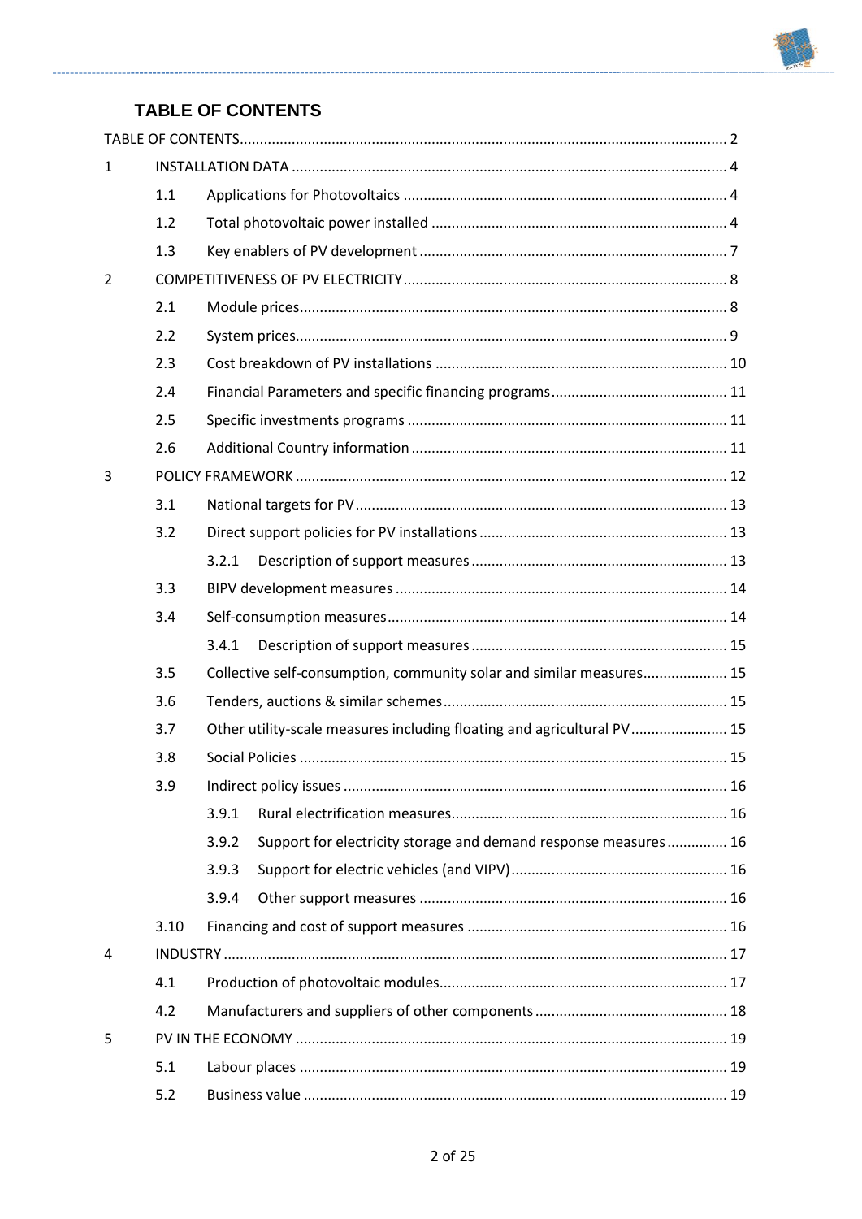# TABLE OF CONTENTS

TABLE OF CONTENTS ..... 2

1 INSTALLATION DATA ..... 4

- 1.1 Applications for Photovoltaics ..... 4
- 1.2 Total photovoltaic power installed ..... 4
- 1.3 Key enablers of PV development ..... 7

2 COMPETITIVENESS OF PV ELECTRICITY ..... 8

- 2.1 Module prices ..... 8
- 2.2 System prices ..... 9
- 2.3 Cost breakdown of PV installations ..... 10
- 2.4 Financial Parameters and specific financing programs ..... 11
- 2.5 Specific investments programs ..... 11
- 2.6 Additional Country information ..... 11

3 POLICY FRAMEWORK ..... 12

- 3.1 National targets for PV ..... 13
- 3.2 Direct support policies for PV installations ..... 13
  - 3.2.1 Description of support measures ..... 13
- 3.3 BIPV development measures ..... 14
- 3.4 Self-consumption measures ..... 14
  - 3.4.1 Description of support measures ..... 15
- 3.5 Collective self-consumption, community solar and similar measures ..... 15
- 3.6 Tenders, auctions & similar schemes ..... 15
- 3.7 Other utility-scale measures including floating and agricultural PV ..... 15
- 3.8 Social Policies ..... 15
- 3.9 Indirect policy issues ..... 16
  - 3.9.1 Rural electrification measures ..... 16
  - 3.9.2 Support for electricity storage and demand response measures ..... 16
  - 3.9.3 Support for electric vehicles (and VIPV) ..... 16
  - 3.9.4 Other support measures ..... 16
- 3.10 Financing and cost of support measures ..... 16

4 INDUSTRY ..... 17

- 4.1 Production of photovoltaic modules ..... 17
- 4.2 Manufacturers and suppliers of other components ..... 18

5 PV IN THE ECONOMY ..... 19

- 5.1 Labour places ..... 19
- 5.2 Business value ..... 19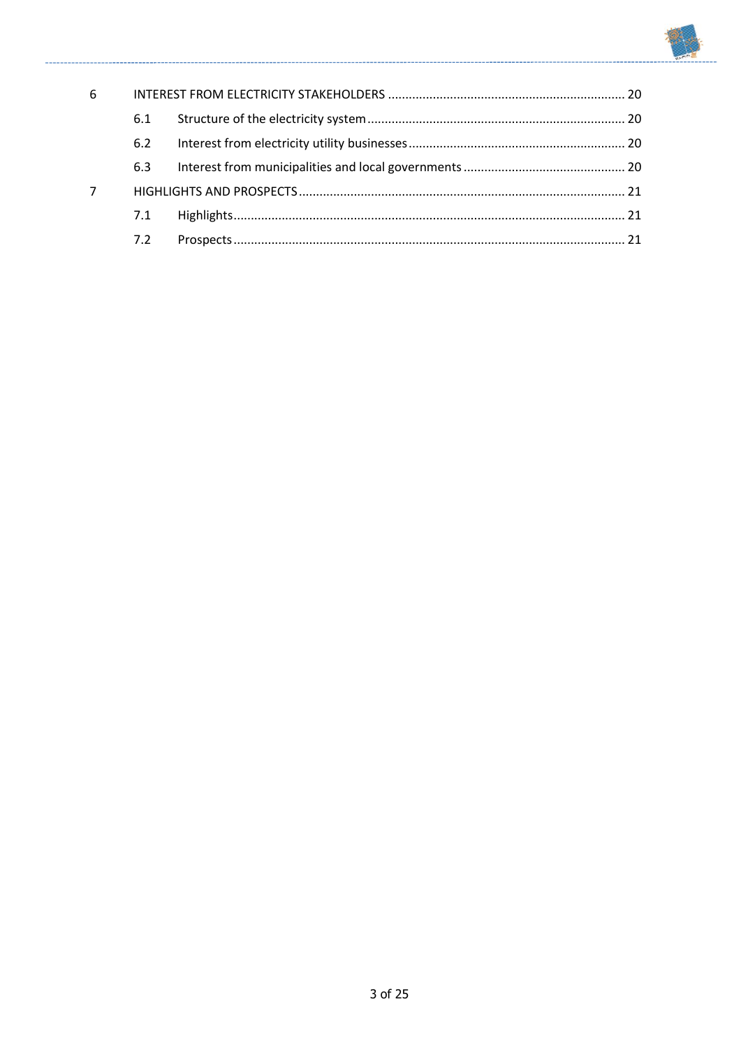6 INTEREST FROM ELECTRICITY STAKEHOLDERS ..... 20

- 6.1 Structure of the electricity system ..... 20
- 6.2 Interest from electricity utility businesses ..... 20
- 6.3 Interest from municipalities and local governments ..... 20

7 HIGHLIGHTS AND PROSPECTS ..... 21

- 7.1 Highlights ..... 21
- 7.2 Prospects ..... 21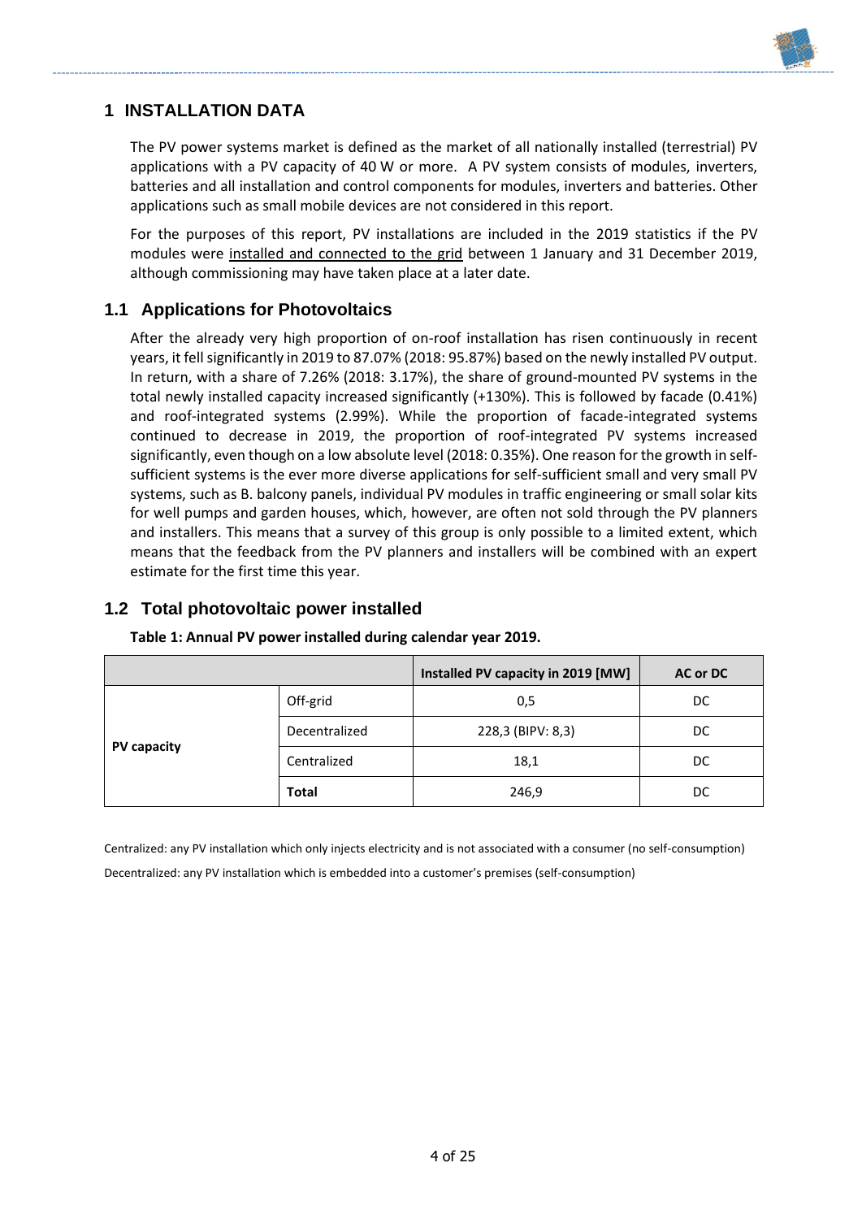# 1 INSTALLATION DATA

The PV power systems market is defined as the market of all nationally installed (terrestrial) PV applications with a PV capacity of 40 W or more. A PV system consists of modules, inverters, batteries and all installation and control components for modules, inverters and batteries. Other applications such as small mobile devices are not considered in this report.

For the purposes of this report, PV installations are included in the 2019 statistics if the PV modules were installed and connected to the grid between 1 January and 31 December 2019, although commissioning may have taken place at a later date.

## 1.1 Applications for Photovoltaics

After the already very high proportion of on-roof installation has risen continuously in recent years, it fell significantly in 2019 to 87.07% (2018: 95.87%) based on the newly installed PV output. In return, with a share of 7.26% (2018: 3.17%), the share of ground-mounted PV systems in the total newly installed capacity increased significantly (+130%). This is followed by facade (0.41%) and roof-integrated systems (2.99%). While the proportion of facade-integrated systems continued to decrease in 2019, the proportion of roof-integrated PV systems increased significantly, even though on a low absolute level (2018: 0.35%). One reason for the growth in self-sufficient systems is the ever more diverse applications for self-sufficient small and very small PV systems, such as B. balcony panels, individual PV modules in traffic engineering or small solar kits for well pumps and garden houses, which, however, are often not sold through the PV planners and installers. This means that a survey of this group is only possible to a limited extent, which means that the feedback from the PV planners and installers will be combined with an expert estimate for the first time this year.

## 1.2 Total photovoltaic power installed

**Table 1: Annual PV power installed during calendar year 2019.**

| | | Installed PV capacity in 2019 [MW] | AC or DC |
|---|---|---|---|
| **PV capacity** | Off-grid | 0,5 | DC |
| | Decentralized | 228,3 (BIPV: 8,3) | DC |
| | Centralized | 18,1 | DC |
| | **Total** | 246,9 | DC |

Centralized: any PV installation which only injects electricity and is not associated with a consumer (no self-consumption)

Decentralized: any PV installation which is embedded into a customer's premises (self-consumption)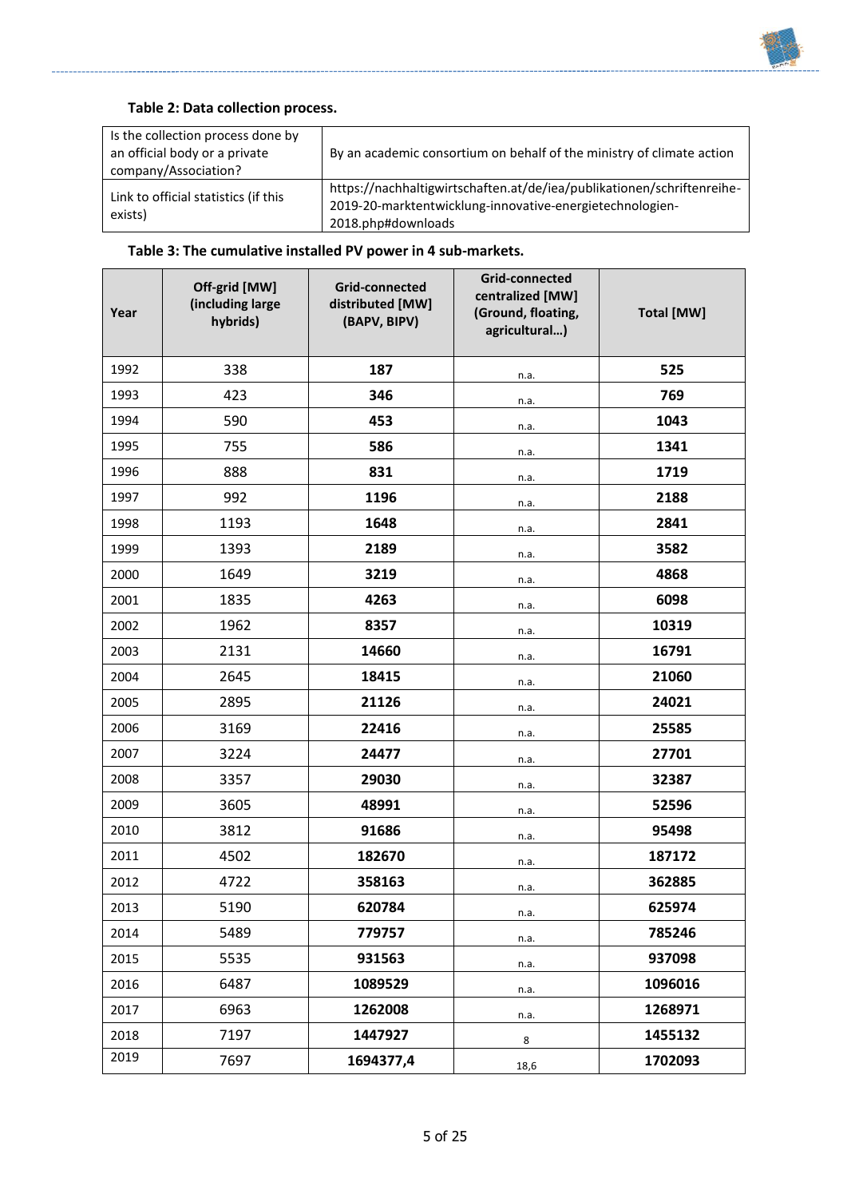**Table 2: Data collection process.**

| | |
|---|---|
| Is the collection process done by an official body or a private company/Association? | By an academic consortium on behalf of the ministry of climate action |
| Link to official statistics (if this exists) | https://nachhaltigwirtschaften.at/de/iea/publikationen/schriftenreihe-2019-20-marktentwicklung-innovative-energietechnologien-2018.php#downloads |

**Table 3: The cumulative installed PV power in 4 sub-markets.**

| Year | Off-grid [MW] (including large hybrids) | Grid-connected distributed [MW] (BAPV, BIPV) | Grid-connected centralized [MW] (Ground, floating, agricultural…) | Total [MW] |
|---|---|---|---|---|
| 1992 | 338 | **187** | n.a. | **525** |
| 1993 | 423 | **346** | n.a. | **769** |
| 1994 | 590 | **453** | n.a. | **1043** |
| 1995 | 755 | **586** | n.a. | **1341** |
| 1996 | 888 | **831** | n.a. | **1719** |
| 1997 | 992 | **1196** | n.a. | **2188** |
| 1998 | 1193 | **1648** | n.a. | **2841** |
| 1999 | 1393 | **2189** | n.a. | **3582** |
| 2000 | 1649 | **3219** | n.a. | **4868** |
| 2001 | 1835 | **4263** | n.a. | **6098** |
| 2002 | 1962 | **8357** | n.a. | **10319** |
| 2003 | 2131 | **14660** | n.a. | **16791** |
| 2004 | 2645 | **18415** | n.a. | **21060** |
| 2005 | 2895 | **21126** | n.a. | **24021** |
| 2006 | 3169 | **22416** | n.a. | **25585** |
| 2007 | 3224 | **24477** | n.a. | **27701** |
| 2008 | 3357 | **29030** | n.a. | **32387** |
| 2009 | 3605 | **48991** | n.a. | **52596** |
| 2010 | 3812 | **91686** | n.a. | **95498** |
| 2011 | 4502 | **182670** | n.a. | **187172** |
| 2012 | 4722 | **358163** | n.a. | **362885** |
| 2013 | 5190 | **620784** | n.a. | **625974** |
| 2014 | 5489 | **779757** | n.a. | **785246** |
| 2015 | 5535 | **931563** | n.a. | **937098** |
| 2016 | 6487 | **1089529** | n.a. | **1096016** |
| 2017 | 6963 | **1262008** | n.a. | **1268971** |
| 2018 | 7197 | **1447927** | 8 | **1455132** |
| 2019 | 7697 | **1694377,4** | 18,6 | **1702093** |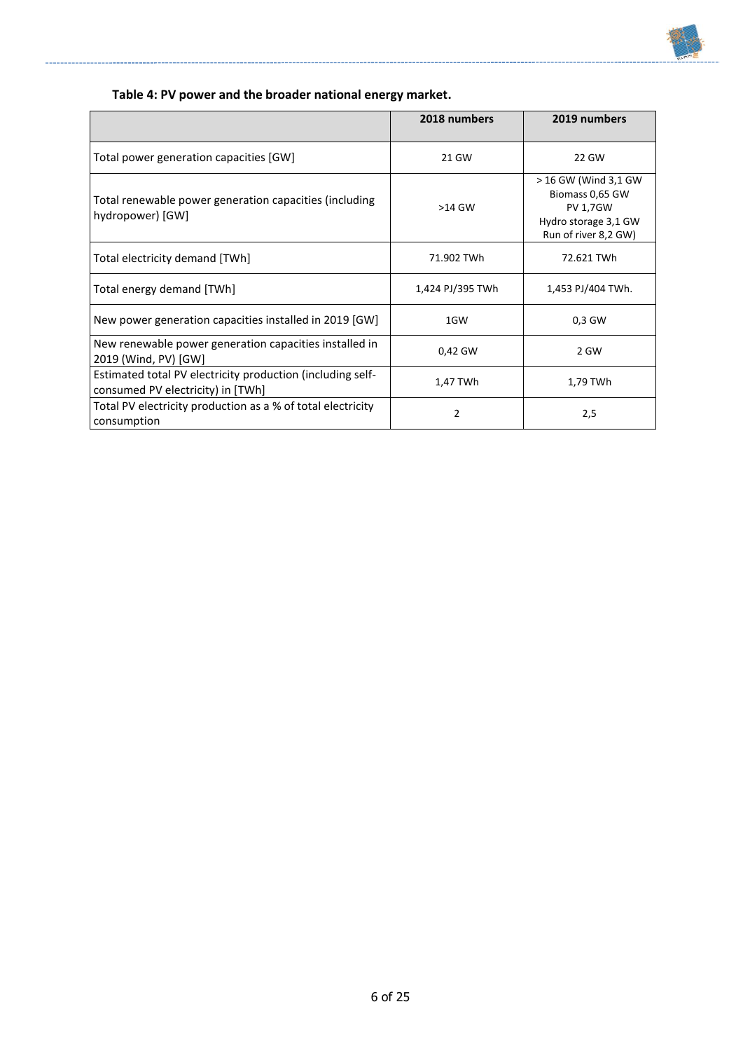**Table 4: PV power and the broader national energy market.**

| | 2018 numbers | 2019 numbers |
|---|---|---|
| Total power generation capacities [GW] | 21 GW | 22 GW |
| Total renewable power generation capacities (including hydropower) [GW] | >14 GW | > 16 GW (Wind 3,1 GW Biomass 0,65 GW PV 1,7GW Hydro storage 3,1 GW Run of river 8,2 GW) |
| Total electricity demand [TWh] | 71.902 TWh | 72.621 TWh |
| Total energy demand [TWh] | 1,424 PJ/395 TWh | 1,453 PJ/404 TWh. |
| New power generation capacities installed in 2019 [GW] | 1GW | 0,3 GW |
| New renewable power generation capacities installed in 2019 (Wind, PV) [GW] | 0,42 GW | 2 GW |
| Estimated total PV electricity production (including self-consumed PV electricity) in [TWh] | 1,47 TWh | 1,79 TWh |
| Total PV electricity production as a % of total electricity consumption | 2 | 2,5 |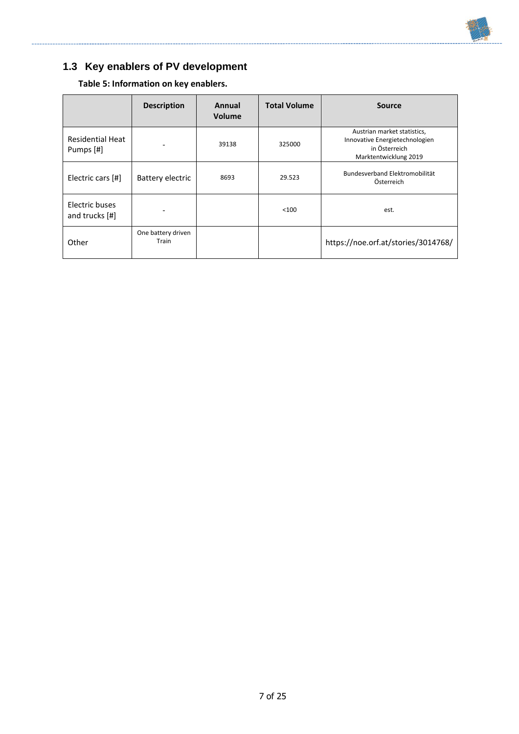## 1.3 Key enablers of PV development

**Table 5: Information on key enablers.**

| | Description | Annual Volume | Total Volume | Source |
|---|---|---|---|---|
| Residential Heat Pumps [#] | - | 39138 | 325000 | Austrian market statistics, Innovative Energietechnologien in Österreich Marktentwicklung 2019 |
| Electric cars [#] | Battery electric | 8693 | 29.523 | Bundesverband Elektromobilität Österreich |
| Electric buses and trucks [#] | - | | <100 | est. |
| Other | One battery driven Train | | | https://noe.orf.at/stories/3014768/ |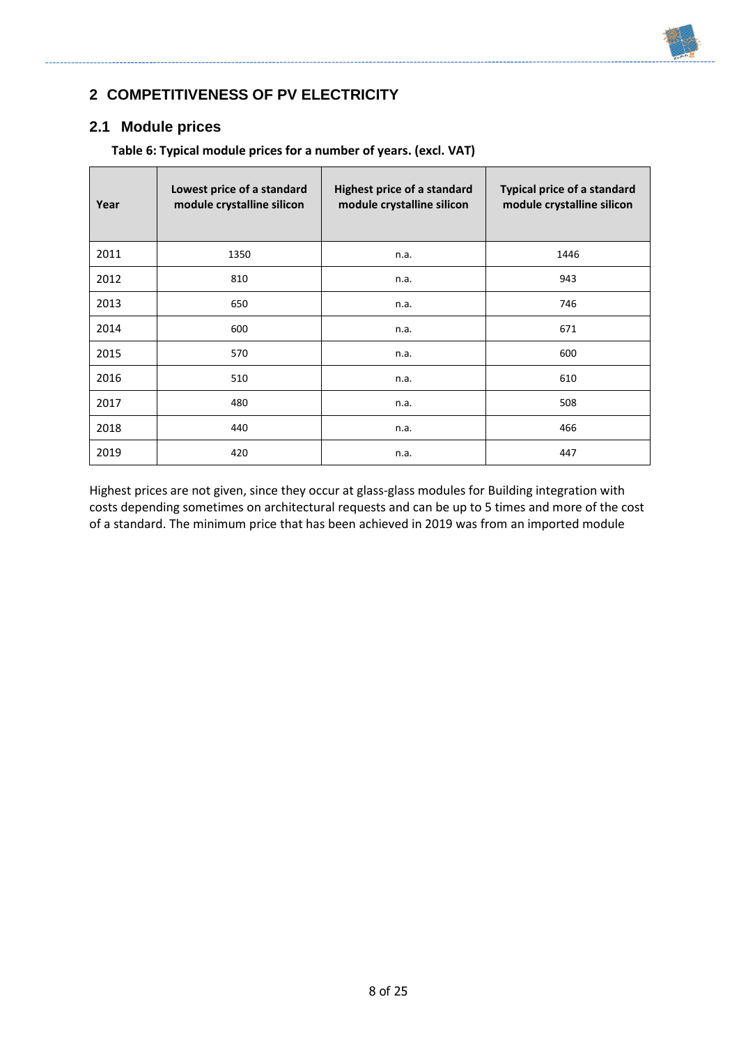## 2 COMPETITIVENESS OF PV ELECTRICITY

### 2.1 Module prices

**Table 6: Typical module prices for a number of years. (excl. VAT)**

| Year | Lowest price of a standard module crystalline silicon | Highest price of a standard module crystalline silicon | Typical price of a standard module crystalline silicon |
|---|---|---|---|
| 2011 | 1350 | n.a. | 1446 |
| 2012 | 810 | n.a. | 943 |
| 2013 | 650 | n.a. | 746 |
| 2014 | 600 | n.a. | 671 |
| 2015 | 570 | n.a. | 600 |
| 2016 | 510 | n.a. | 610 |
| 2017 | 480 | n.a. | 508 |
| 2018 | 440 | n.a. | 466 |
| 2019 | 420 | n.a. | 447 |

Highest prices are not given, since they occur at glass-glass modules for Building integration with costs depending sometimes on architectural requests and can be up to 5 times and more of the cost of a standard. The minimum price that has been achieved in 2019 was from an imported module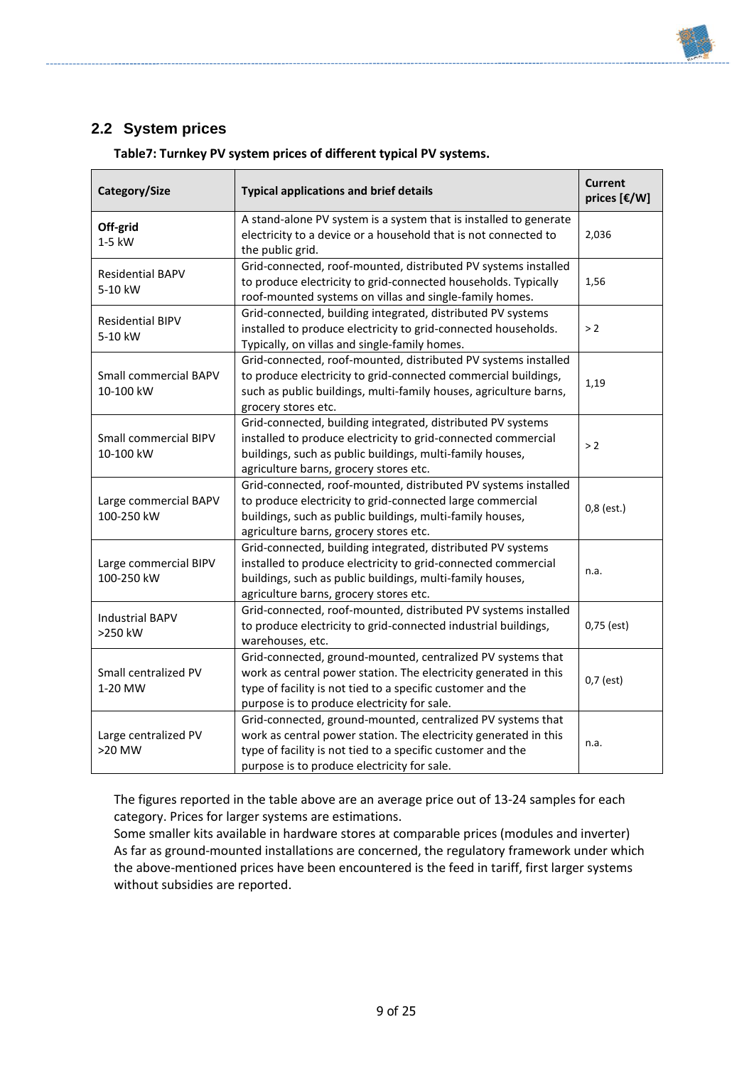## 2.2 System prices

**Table7: Turnkey PV system prices of different typical PV systems.**

| Category/Size | Typical applications and brief details | Current prices [€/W] |
|---|---|---|
| **Off-grid** 1-5 kW | A stand-alone PV system is a system that is installed to generate electricity to a device or a household that is not connected to the public grid. | 2,036 |
| Residential BAPV 5-10 kW | Grid-connected, roof-mounted, distributed PV systems installed to produce electricity to grid-connected households. Typically roof-mounted systems on villas and single-family homes. | 1,56 |
| Residential BIPV 5-10 kW | Grid-connected, building integrated, distributed PV systems installed to produce electricity to grid-connected households. Typically, on villas and single-family homes. | > 2 |
| Small commercial BAPV 10-100 kW | Grid-connected, roof-mounted, distributed PV systems installed to produce electricity to grid-connected commercial buildings, such as public buildings, multi-family houses, agriculture barns, grocery stores etc. | 1,19 |
| Small commercial BIPV 10-100 kW | Grid-connected, building integrated, distributed PV systems installed to produce electricity to grid-connected commercial buildings, such as public buildings, multi-family houses, agriculture barns, grocery stores etc. | > 2 |
| Large commercial BAPV 100-250 kW | Grid-connected, roof-mounted, distributed PV systems installed to produce electricity to grid-connected large commercial buildings, such as public buildings, multi-family houses, agriculture barns, grocery stores etc. | 0,8 (est.) |
| Large commercial BIPV 100-250 kW | Grid-connected, building integrated, distributed PV systems installed to produce electricity to grid-connected commercial buildings, such as public buildings, multi-family houses, agriculture barns, grocery stores etc. | n.a. |
| Industrial BAPV >250 kW | Grid-connected, roof-mounted, distributed PV systems installed to produce electricity to grid-connected industrial buildings, warehouses, etc. | 0,75 (est) |
| Small centralized PV 1-20 MW | Grid-connected, ground-mounted, centralized PV systems that work as central power station. The electricity generated in this type of facility is not tied to a specific customer and the purpose is to produce electricity for sale. | 0,7 (est) |
| Large centralized PV >20 MW | Grid-connected, ground-mounted, centralized PV systems that work as central power station. The electricity generated in this type of facility is not tied to a specific customer and the purpose is to produce electricity for sale. | n.a. |

The figures reported in the table above are an average price out of 13-24 samples for each category. Prices for larger systems are estimations.
Some smaller kits available in hardware stores at comparable prices (modules and inverter)
As far as ground-mounted installations are concerned, the regulatory framework under which the above-mentioned prices have been encountered is the feed in tariff, first larger systems without subsidies are reported.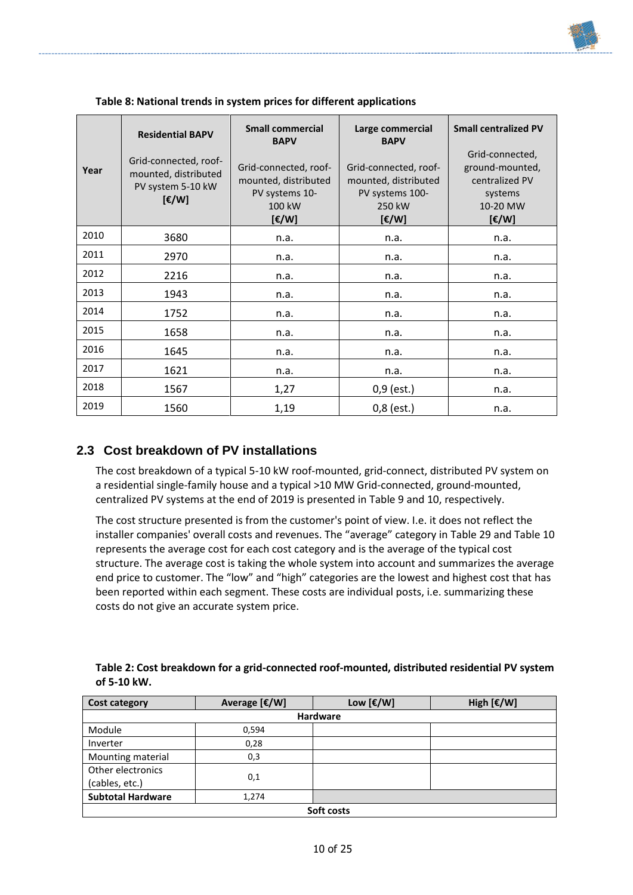**Table 8: National trends in system prices for different applications**

| Year | Residential BAPV<br>Grid-connected, roof-mounted, distributed PV system 5-10 kW<br>[€/W] | Small commercial BAPV<br>Grid-connected, roof-mounted, distributed PV systems 10-100 kW<br>[€/W] | Large commercial BAPV<br>Grid-connected, roof-mounted, distributed PV systems 100-250 kW<br>[€/W] | Small centralized PV<br>Grid-connected, ground-mounted, centralized PV systems<br>10-20 MW<br>[€/W] |
|---|---|---|---|---|
| 2010 | 3680 | n.a. | n.a. | n.a. |
| 2011 | 2970 | n.a. | n.a. | n.a. |
| 2012 | 2216 | n.a. | n.a. | n.a. |
| 2013 | 1943 | n.a. | n.a. | n.a. |
| 2014 | 1752 | n.a. | n.a. | n.a. |
| 2015 | 1658 | n.a. | n.a. | n.a. |
| 2016 | 1645 | n.a. | n.a. | n.a. |
| 2017 | 1621 | n.a. | n.a. | n.a. |
| 2018 | 1567 | 1,27 | 0,9 (est.) | n.a. |
| 2019 | 1560 | 1,19 | 0,8 (est.) | n.a. |

## 2.3 Cost breakdown of PV installations

The cost breakdown of a typical 5-10 kW roof-mounted, grid-connect, distributed PV system on a residential single-family house and a typical >10 MW Grid-connected, ground-mounted, centralized PV systems at the end of 2019 is presented in Table 9 and 10, respectively.

The cost structure presented is from the customer's point of view. I.e. it does not reflect the installer companies' overall costs and revenues. The "average" category in Table 29 and Table 10 represents the average cost for each cost category and is the average of the typical cost structure. The average cost is taking the whole system into account and summarizes the average end price to customer. The "low" and "high" categories are the lowest and highest cost that has been reported within each segment. These costs are individual posts, i.e. summarizing these costs do not give an accurate system price.

**Table 2: Cost breakdown for a grid-connected roof-mounted, distributed residential PV system of 5-10 kW.**

| Cost category | Average [€/W] | Low [€/W] | High [€/W] |
|---|---|---|---|
| **Hardware** | | | |
| Module | 0,594 | | |
| Inverter | 0,28 | | |
| Mounting material | 0,3 | | |
| Other electronics (cables, etc.) | 0,1 | | |
| **Subtotal Hardware** | 1,274 | | |
| **Soft costs** | | | |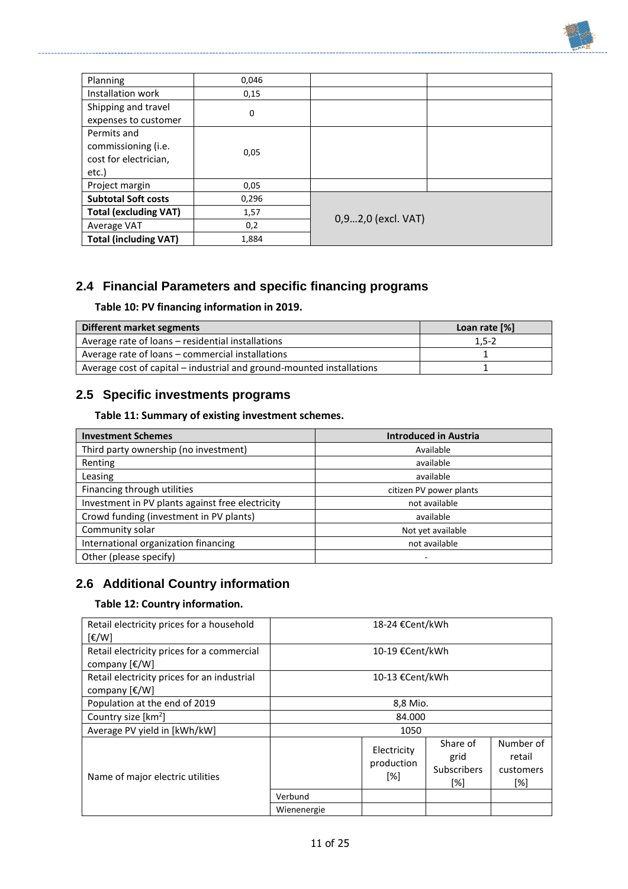| | | | |
|---|---|---|---|
| Planning | 0,046 | | |
| Installation work | 0,15 | | |
| Shipping and travel expenses to customer | 0 | | |
| Permits and commissioning (i.e. cost for electrician, etc.) | 0,05 | | |
| Project margin | 0,05 | | |
| **Subtotal Soft costs** | 0,296 | 0,9…2,0 (excl. VAT) | |
| **Total (excluding VAT)** | 1,57 | | |
| Average VAT | 0,2 | | |
| **Total (including VAT)** | 1,884 | | |

## 2.4 Financial Parameters and specific financing programs

**Table 10: PV financing information in 2019.**

| **Different market segments** | **Loan rate [%]** |
|---|---|
| Average rate of loans – residential installations | 1,5-2 |
| Average rate of loans – commercial installations | 1 |
| Average cost of capital – industrial and ground-mounted installations | 1 |

## 2.5 Specific investments programs

**Table 11: Summary of existing investment schemes.**

| **Investment Schemes** | **Introduced in Austria** |
|---|---|
| Third party ownership (no investment) | Available |
| Renting | available |
| Leasing | available |
| Financing through utilities | citizen PV power plants |
| Investment in PV plants against free electricity | not available |
| Crowd funding (investment in PV plants) | available |
| Community solar | Not yet available |
| International organization financing | not available |
| Other (please specify) | - |

## 2.6 Additional Country information

**Table 12: Country information.**

| | | | | |
|---|---|---|---|---|
| Retail electricity prices for a household [€/W] | 18-24 €Cent/kWh | | | |
| Retail electricity prices for a commercial company [€/W] | 10-19 €Cent/kWh | | | |
| Retail electricity prices for an industrial company [€/W] | 10-13 €Cent/kWh | | | |
| Population at the end of 2019 | 8,8 Mio. | | | |
| Country size [km²] | 84.000 | | | |
| Average PV yield in [kWh/kW] | 1050 | | | |
| Name of major electric utilities | | Electricity production [%] | Share of grid Subscribers [%] | Number of retail customers [%] |
| | Verbund | | | |
| | Wienenergie | | | |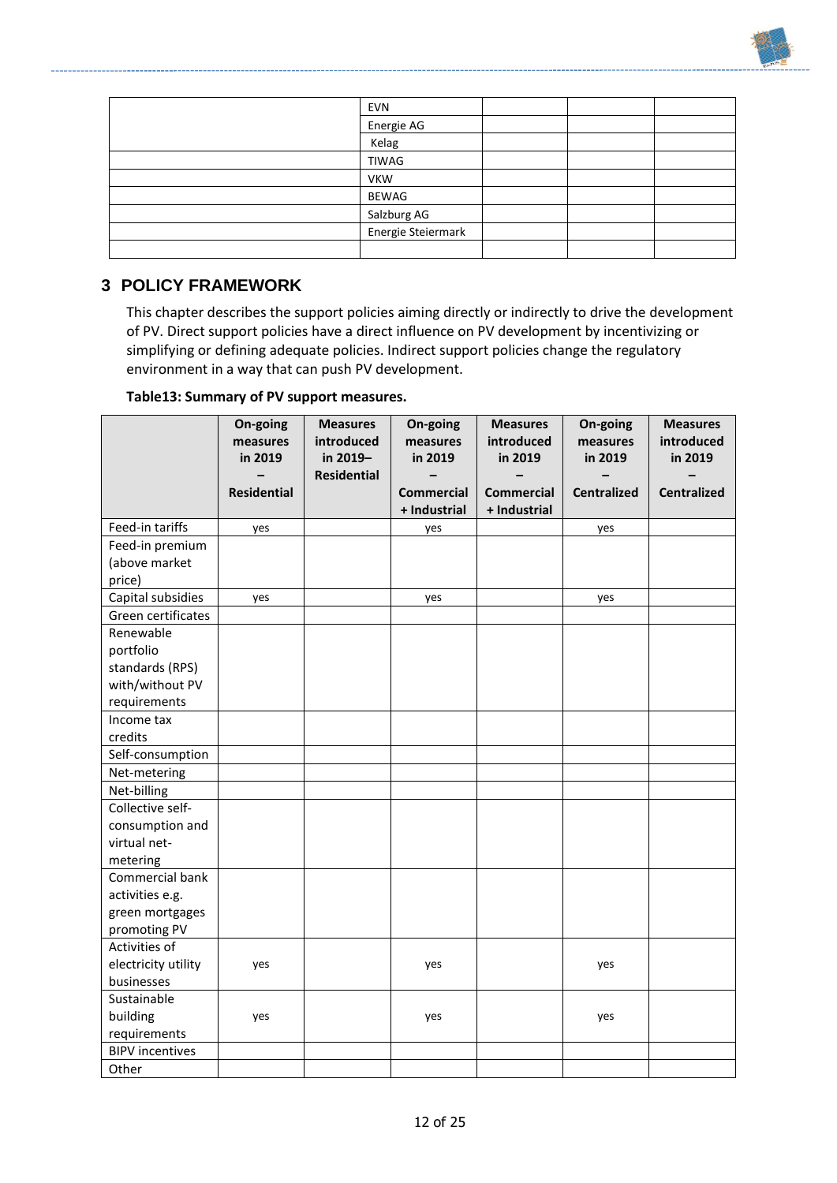| | | | | |
|---|---|---|---|---|
| | EVN | | | |
| | Energie AG | | | |
| | Kelag | | | |
| | TIWAG | | | |
| | VKW | | | |
| | BEWAG | | | |
| | Salzburg AG | | | |
| | Energie Steiermark | | | |
| | | | | |

## 3 POLICY FRAMEWORK

This chapter describes the support policies aiming directly or indirectly to drive the development of PV. Direct support policies have a direct influence on PV development by incentivizing or simplifying or defining adequate policies. Indirect support policies change the regulatory environment in a way that can push PV development.

**Table13: Summary of PV support measures.**

| | On-going measures in 2019 – Residential | Measures introduced in 2019– Residential | On-going measures in 2019 – Commercial + Industrial | Measures introduced in 2019 – Commercial + Industrial | On-going measures in 2019 – Centralized | Measures introduced in 2019 – Centralized |
|---|---|---|---|---|---|---|
| Feed-in tariffs | yes | | yes | | yes | |
| Feed-in premium (above market price) | | | | | | |
| Capital subsidies | yes | | yes | | yes | |
| Green certificates | | | | | | |
| Renewable portfolio standards (RPS) with/without PV requirements | | | | | | |
| Income tax credits | | | | | | |
| Self-consumption | | | | | | |
| Net-metering | | | | | | |
| Net-billing | | | | | | |
| Collective self-consumption and virtual net-metering | | | | | | |
| Commercial bank activities e.g. green mortgages promoting PV | | | | | | |
| Activities of electricity utility businesses | yes | | yes | | yes | |
| Sustainable building requirements | yes | | yes | | yes | |
| BIPV incentives | | | | | | |
| Other | | | | | | |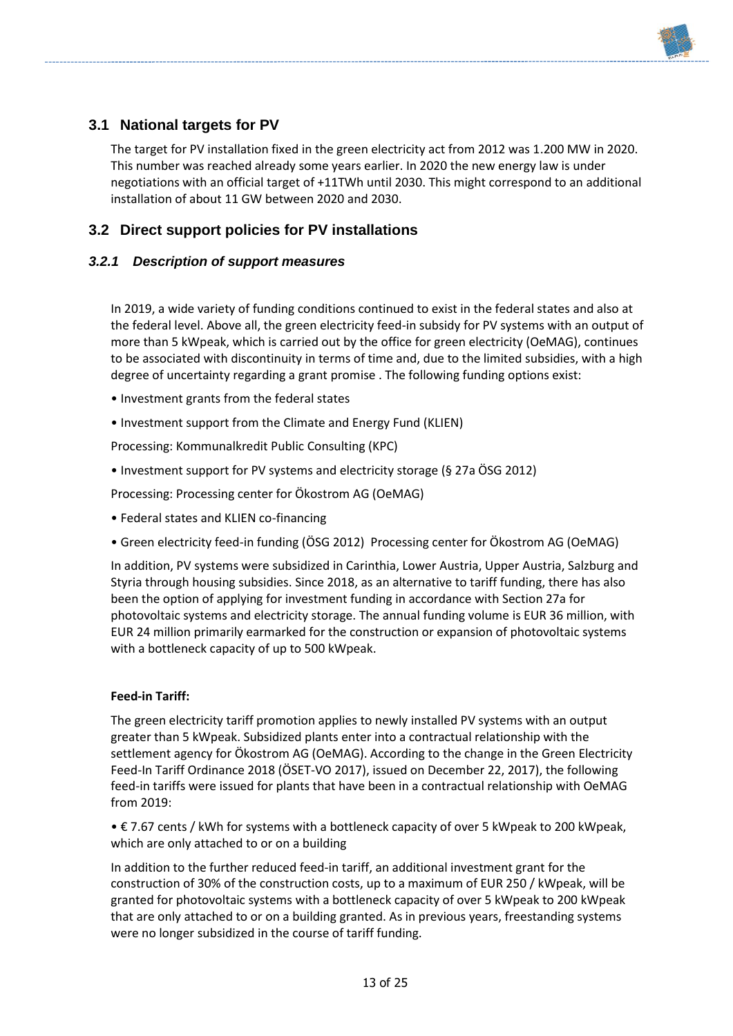## 3.1 National targets for PV

The target for PV installation fixed in the green electricity act from 2012 was 1.200 MW in 2020. This number was reached already some years earlier. In 2020 the new energy law is under negotiations with an official target of +11TWh until 2030. This might correspond to an additional installation of about 11 GW between 2020 and 2030.

## 3.2 Direct support policies for PV installations

### *3.2.1 Description of support measures*

In 2019, a wide variety of funding conditions continued to exist in the federal states and also at the federal level. Above all, the green electricity feed-in subsidy for PV systems with an output of more than 5 kWpeak, which is carried out by the office for green electricity (OeMAG), continues to be associated with discontinuity in terms of time and, due to the limited subsidies, with a high degree of uncertainty regarding a grant promise . The following funding options exist:

- Investment grants from the federal states
- Investment support from the Climate and Energy Fund (KLIEN)

Processing: Kommunalkredit Public Consulting (KPC)

- Investment support for PV systems and electricity storage (§ 27a ÖSG 2012)

Processing: Processing center for Ökostrom AG (OeMAG)

- Federal states and KLIEN co-financing
- Green electricity feed-in funding (ÖSG 2012) Processing center for Ökostrom AG (OeMAG)

In addition, PV systems were subsidized in Carinthia, Lower Austria, Upper Austria, Salzburg and Styria through housing subsidies. Since 2018, as an alternative to tariff funding, there has also been the option of applying for investment funding in accordance with Section 27a for photovoltaic systems and electricity storage. The annual funding volume is EUR 36 million, with EUR 24 million primarily earmarked for the construction or expansion of photovoltaic systems with a bottleneck capacity of up to 500 kWpeak.

**Feed-in Tariff:**

The green electricity tariff promotion applies to newly installed PV systems with an output greater than 5 kWpeak. Subsidized plants enter into a contractual relationship with the settlement agency for Ökostrom AG (OeMAG). According to the change in the Green Electricity Feed-In Tariff Ordinance 2018 (ÖSET-VO 2017), issued on December 22, 2017), the following feed-in tariffs were issued for plants that have been in a contractual relationship with OeMAG from 2019:

- € 7.67 cents / kWh for systems with a bottleneck capacity of over 5 kWpeak to 200 kWpeak, which are only attached to or on a building

In addition to the further reduced feed-in tariff, an additional investment grant for the construction of 30% of the construction costs, up to a maximum of EUR 250 / kWpeak, will be granted for photovoltaic systems with a bottleneck capacity of over 5 kWpeak to 200 kWpeak that are only attached to or on a building granted. As in previous years, freestanding systems were no longer subsidized in the course of tariff funding.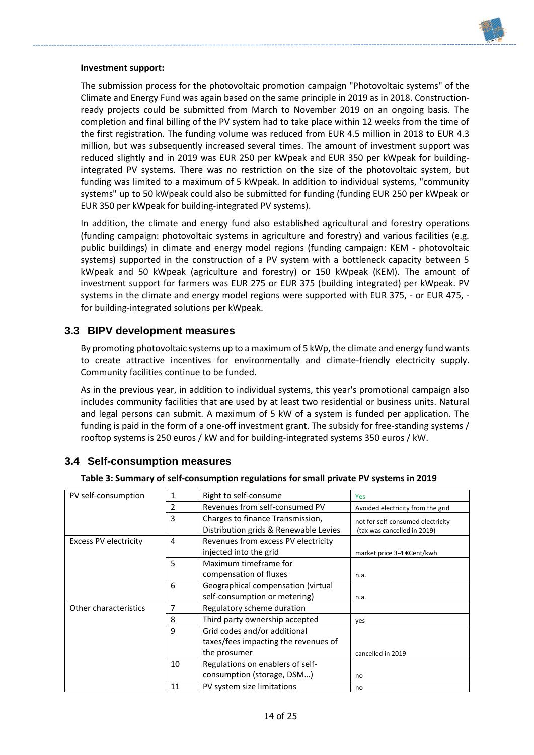**Investment support:**

The submission process for the photovoltaic promotion campaign "Photovoltaic systems" of the Climate and Energy Fund was again based on the same principle in 2019 as in 2018. Construction-ready projects could be submitted from March to November 2019 on an ongoing basis. The completion and final billing of the PV system had to take place within 12 weeks from the time of the first registration. The funding volume was reduced from EUR 4.5 million in 2018 to EUR 4.3 million, but was subsequently increased several times. The amount of investment support was reduced slightly and in 2019 was EUR 250 per kWpeak and EUR 350 per kWpeak for building-integrated PV systems. There was no restriction on the size of the photovoltaic system, but funding was limited to a maximum of 5 kWpeak. In addition to individual systems, "community systems" up to 50 kWpeak could also be submitted for funding (funding EUR 250 per kWpeak or EUR 350 per kWpeak for building-integrated PV systems).

In addition, the climate and energy fund also established agricultural and forestry operations (funding campaign: photovoltaic systems in agriculture and forestry) and various facilities (e.g. public buildings) in climate and energy model regions (funding campaign: KEM - photovoltaic systems) supported in the construction of a PV system with a bottleneck capacity between 5 kWpeak and 50 kWpeak (agriculture and forestry) or 150 kWpeak (KEM). The amount of investment support for farmers was EUR 275 or EUR 375 (building integrated) per kWpeak. PV systems in the climate and energy model regions were supported with EUR 375, - or EUR 475, - for building-integrated solutions per kWpeak.

## 3.3 BIPV development measures

By promoting photovoltaic systems up to a maximum of 5 kWp, the climate and energy fund wants to create attractive incentives for environmentally and climate-friendly electricity supply. Community facilities continue to be funded.

As in the previous year, in addition to individual systems, this year's promotional campaign also includes community facilities that are used by at least two residential or business units. Natural and legal persons can submit. A maximum of 5 kW of a system is funded per application. The funding is paid in the form of a one-off investment grant. The subsidy for free-standing systems / rooftop systems is 250 euros / kW and for building-integrated systems 350 euros / kW.

## 3.4 Self-consumption measures

**Table 3: Summary of self-consumption regulations for small private PV systems in 2019**

| | | | |
|---|---|---|---|
| PV self-consumption | 1 | Right to self-consume | Yes |
| | 2 | Revenues from self-consumed PV | Avoided electricity from the grid |
| | 3 | Charges to finance Transmission, Distribution grids & Renewable Levies | not for self-consumed electricity (tax was cancelled in 2019) |
| Excess PV electricity | 4 | Revenues from excess PV electricity injected into the grid | market price 3-4 €Cent/kwh |
| | 5 | Maximum timeframe for compensation of fluxes | n.a. |
| | 6 | Geographical compensation (virtual self-consumption or metering) | n.a. |
| Other characteristics | 7 | Regulatory scheme duration | |
| | 8 | Third party ownership accepted | yes |
| | 9 | Grid codes and/or additional taxes/fees impacting the revenues of the prosumer | cancelled in 2019 |
| | 10 | Regulations on enablers of self-consumption (storage, DSM…) | no |
| | 11 | PV system size limitations | no |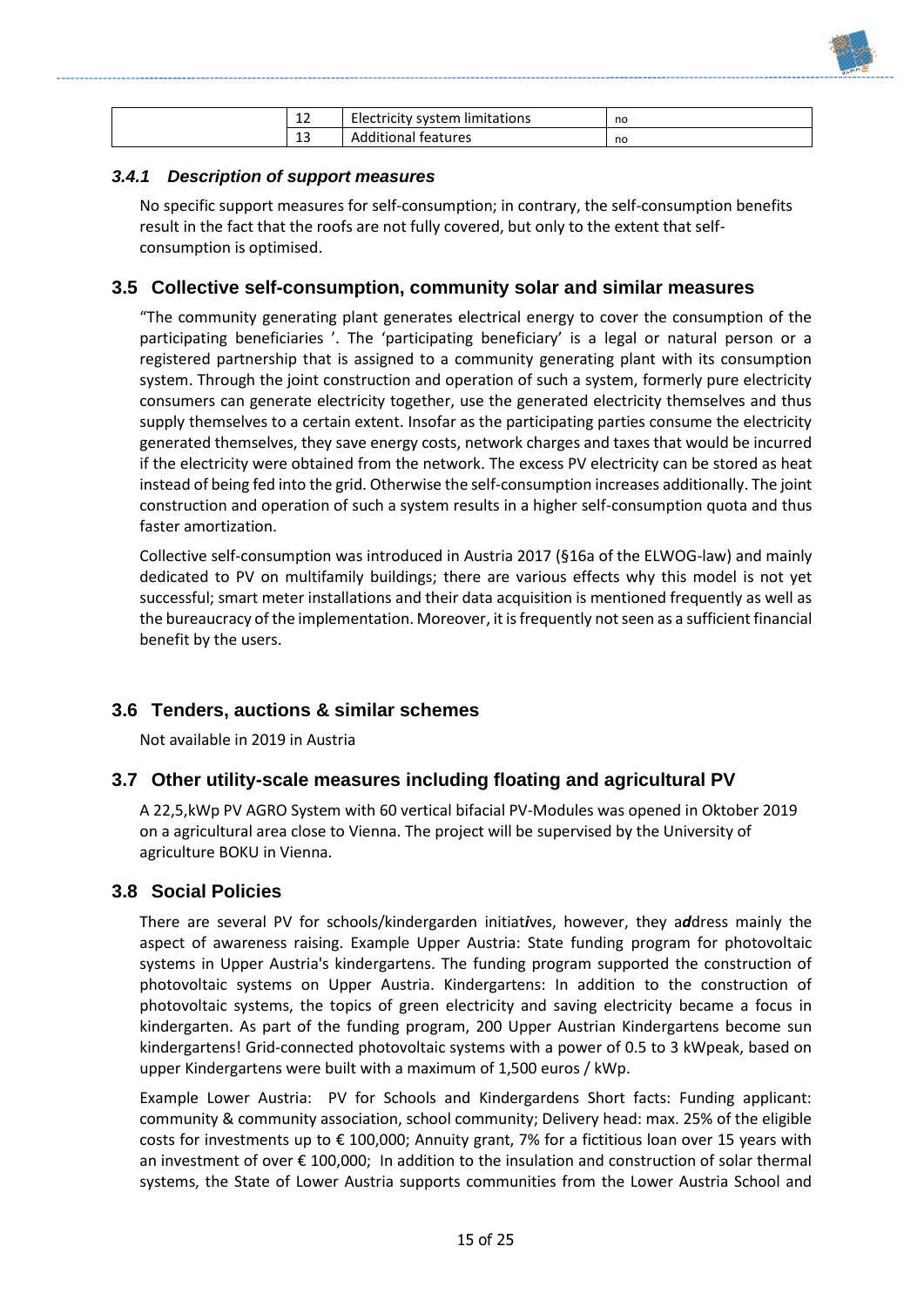|  | 12 | Electricity system limitations | no |
|---|---|---|---|
|  | 13 | Additional features | no |

### *3.4.1 Description of support measures*

No specific support measures for self-consumption; in contrary, the self-consumption benefits result in the fact that the roofs are not fully covered, but only to the extent that self-consumption is optimised.

## 3.5 Collective self-consumption, community solar and similar measures

"The community generating plant generates electrical energy to cover the consumption of the participating beneficiaries '. The 'participating beneficiary' is a legal or natural person or a registered partnership that is assigned to a community generating plant with its consumption system. Through the joint construction and operation of such a system, formerly pure electricity consumers can generate electricity together, use the generated electricity themselves and thus supply themselves to a certain extent. Insofar as the participating parties consume the electricity generated themselves, they save energy costs, network charges and taxes that would be incurred if the electricity were obtained from the network. The excess PV electricity can be stored as heat instead of being fed into the grid. Otherwise the self-consumption increases additionally. The joint construction and operation of such a system results in a higher self-consumption quota and thus faster amortization.

Collective self-consumption was introduced in Austria 2017 (§16a of the ELWOG-law) and mainly dedicated to PV on multifamily buildings; there are various effects why this model is not yet successful; smart meter installations and their data acquisition is mentioned frequently as well as the bureaucracy of the implementation. Moreover, it is frequently not seen as a sufficient financial benefit by the users.

## 3.6 Tenders, auctions & similar schemes

Not available in 2019 in Austria

## 3.7 Other utility-scale measures including floating and agricultural PV

A 22,5,kWp PV AGRO System with 60 vertical bifacial PV-Modules was opened in Oktober 2019 on a agricultural area close to Vienna. The project will be supervised by the University of agriculture BOKU in Vienna.

## 3.8 Social Policies

There are several PV for schools/kindergarden initiat*i*ves, however, they a*d*dress mainly the aspect of awareness raising. Example Upper Austria: State funding program for photovoltaic systems in Upper Austria's kindergartens. The funding program supported the construction of photovoltaic systems on Upper Austria. Kindergartens: In addition to the construction of photovoltaic systems, the topics of green electricity and saving electricity became a focus in kindergarten. As part of the funding program, 200 Upper Austrian Kindergartens become sun kindergartens! Grid-connected photovoltaic systems with a power of 0.5 to 3 kWpeak, based on upper Kindergartens were built with a maximum of 1,500 euros / kWp.

Example Lower Austria: PV for Schools and Kindergardens Short facts: Funding applicant: community & community association, school community; Delivery head: max. 25% of the eligible costs for investments up to € 100,000; Annuity grant, 7% for a fictitious loan over 15 years with an investment of over € 100,000; In addition to the insulation and construction of solar thermal systems, the State of Lower Austria supports communities from the Lower Austria School and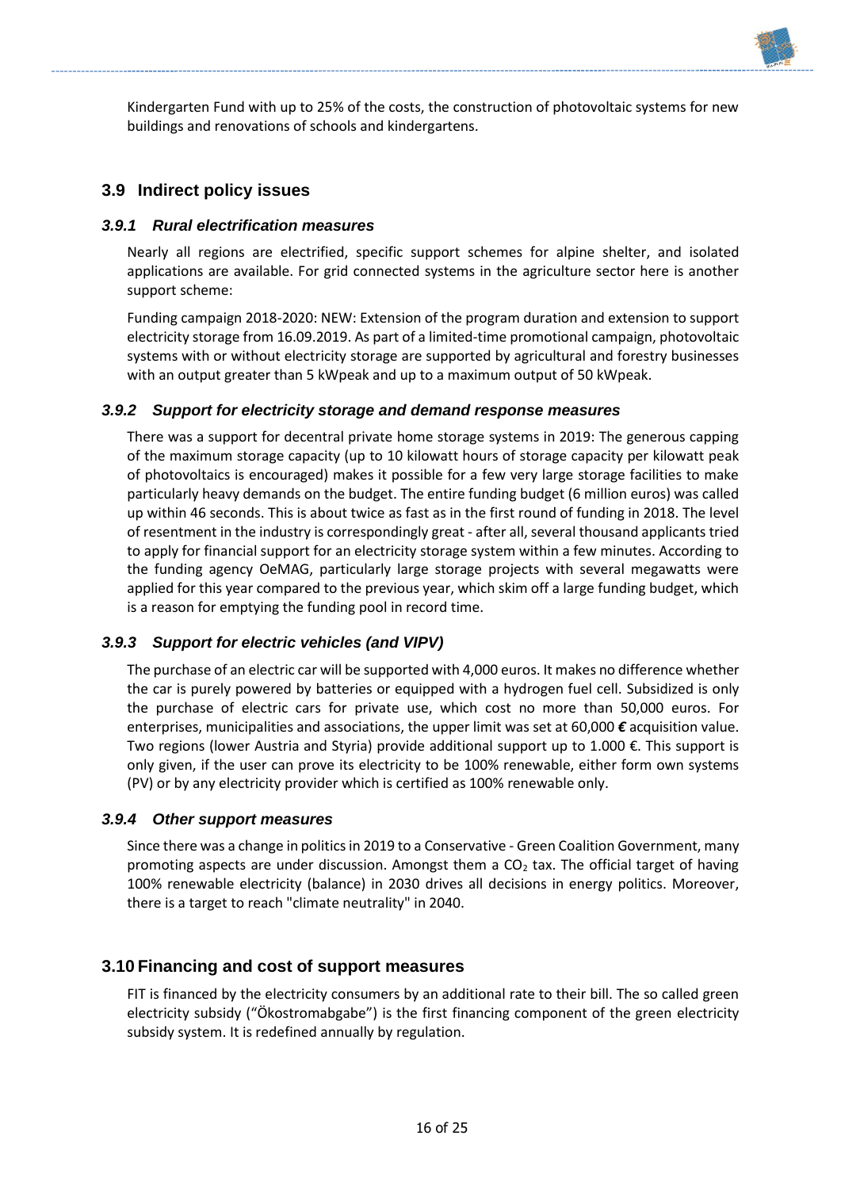Kindergarten Fund with up to 25% of the costs, the construction of photovoltaic systems for new buildings and renovations of schools and kindergartens.

## 3.9 Indirect policy issues

### *3.9.1 Rural electrification measures*

Nearly all regions are electrified, specific support schemes for alpine shelter, and isolated applications are available. For grid connected systems in the agriculture sector here is another support scheme:

Funding campaign 2018-2020: NEW: Extension of the program duration and extension to support electricity storage from 16.09.2019. As part of a limited-time promotional campaign, photovoltaic systems with or without electricity storage are supported by agricultural and forestry businesses with an output greater than 5 kWpeak and up to a maximum output of 50 kWpeak.

### *3.9.2 Support for electricity storage and demand response measures*

There was a support for decentral private home storage systems in 2019: The generous capping of the maximum storage capacity (up to 10 kilowatt hours of storage capacity per kilowatt peak of photovoltaics is encouraged) makes it possible for a few very large storage facilities to make particularly heavy demands on the budget. The entire funding budget (6 million euros) was called up within 46 seconds. This is about twice as fast as in the first round of funding in 2018. The level of resentment in the industry is correspondingly great - after all, several thousand applicants tried to apply for financial support for an electricity storage system within a few minutes. According to the funding agency OeMAG, particularly large storage projects with several megawatts were applied for this year compared to the previous year, which skim off a large funding budget, which is a reason for emptying the funding pool in record time.

### *3.9.3 Support for electric vehicles (and VIPV)*

The purchase of an electric car will be supported with 4,000 euros. It makes no difference whether the car is purely powered by batteries or equipped with a hydrogen fuel cell. Subsidized is only the purchase of electric cars for private use, which cost no more than 50,000 euros. For enterprises, municipalities and associations, the upper limit was set at 60,000 *€* acquisition value. Two regions (lower Austria and Styria) provide additional support up to 1.000 €. This support is only given, if the user can prove its electricity to be 100% renewable, either form own systems (PV) or by any electricity provider which is certified as 100% renewable only.

### *3.9.4 Other support measures*

Since there was a change in politics in 2019 to a Conservative - Green Coalition Government, many promoting aspects are under discussion. Amongst them a $CO_2$ tax. The official target of having 100% renewable electricity (balance) in 2030 drives all decisions in energy politics. Moreover, there is a target to reach "climate neutrality" in 2040.

## 3.10 Financing and cost of support measures

FIT is financed by the electricity consumers by an additional rate to their bill. The so called green electricity subsidy ("Ökostromabgabe") is the first financing component of the green electricity subsidy system. It is redefined annually by regulation.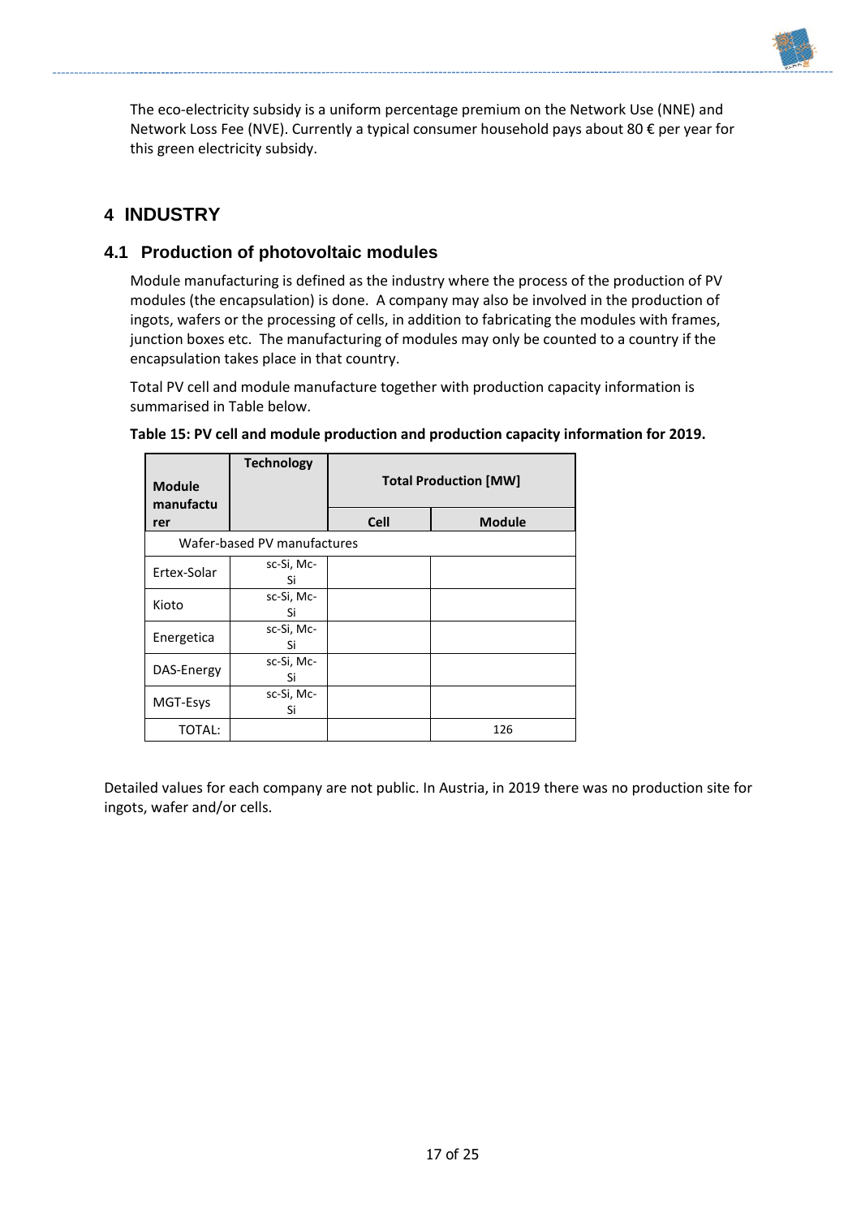The eco-electricity subsidy is a uniform percentage premium on the Network Use (NNE) and Network Loss Fee (NVE). Currently a typical consumer household pays about 80 € per year for this green electricity subsidy.

# 4 INDUSTRY

## 4.1 Production of photovoltaic modules

Module manufacturing is defined as the industry where the process of the production of PV modules (the encapsulation) is done. A company may also be involved in the production of ingots, wafers or the processing of cells, in addition to fabricating the modules with frames, junction boxes etc. The manufacturing of modules may only be counted to a country if the encapsulation takes place in that country.

Total PV cell and module manufacture together with production capacity information is summarised in Table below.

**Table 15: PV cell and module production and production capacity information for 2019.**

| Module manufacturer | Technology | Total Production [MW] | |
|---|---|---|---|
| | | Cell | Module |
| Wafer-based PV manufactures | | | |
| Ertex-Solar | sc-Si, Mc-Si | | |
| Kioto | sc-Si, Mc-Si | | |
| Energetica | sc-Si, Mc-Si | | |
| DAS-Energy | sc-Si, Mc-Si | | |
| MGT-Esys | sc-Si, Mc-Si | | |
| TOTAL: | | | 126 |

Detailed values for each company are not public. In Austria, in 2019 there was no production site for ingots, wafer and/or cells.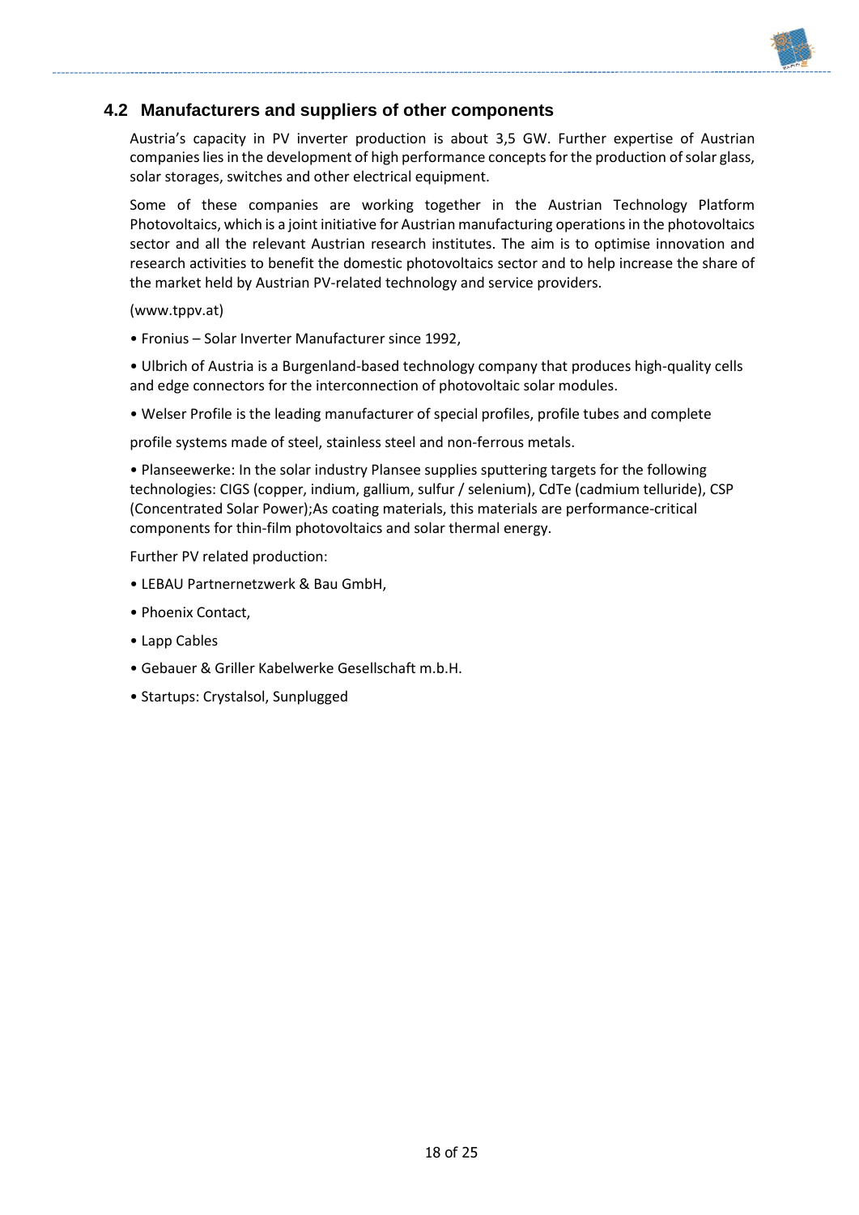## 4.2 Manufacturers and suppliers of other components

Austria's capacity in PV inverter production is about 3,5 GW. Further expertise of Austrian companies lies in the development of high performance concepts for the production of solar glass, solar storages, switches and other electrical equipment.

Some of these companies are working together in the Austrian Technology Platform Photovoltaics, which is a joint initiative for Austrian manufacturing operations in the photovoltaics sector and all the relevant Austrian research institutes. The aim is to optimise innovation and research activities to benefit the domestic photovoltaics sector and to help increase the share of the market held by Austrian PV-related technology and service providers.

(www.tppv.at)

- Fronius – Solar Inverter Manufacturer since 1992,

- Ulbrich of Austria is a Burgenland-based technology company that produces high-quality cells and edge connectors for the interconnection of photovoltaic solar modules.

- Welser Profile is the leading manufacturer of special profiles, profile tubes and complete

profile systems made of steel, stainless steel and non-ferrous metals.

- Planseewerke: In the solar industry Plansee supplies sputtering targets for the following technologies: CIGS (copper, indium, gallium, sulfur / selenium), CdTe (cadmium telluride), CSP (Concentrated Solar Power);As coating materials, this materials are performance-critical components for thin-film photovoltaics and solar thermal energy.

Further PV related production:

- LEBAU Partnernetzwerk & Bau GmbH,

- Phoenix Contact,

- Lapp Cables

- Gebauer & Griller Kabelwerke Gesellschaft m.b.H.

- Startups: Crystalsol, Sunplugged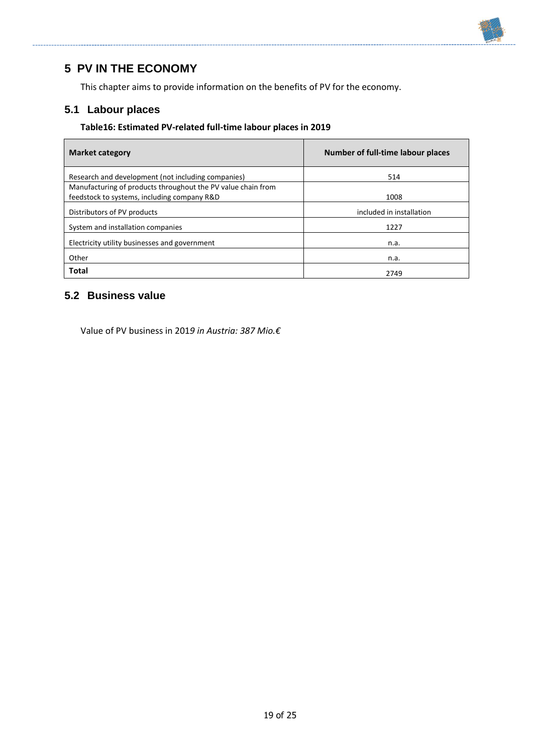# 5 PV IN THE ECONOMY

This chapter aims to provide information on the benefits of PV for the economy.

## 5.1 Labour places

**Table16: Estimated PV-related full-time labour places in 2019**

| Market category | Number of full-time labour places |
|---|---|
| Research and development (not including companies) | 514 |
| Manufacturing of products throughout the PV value chain from feedstock to systems, including company R&D | 1008 |
| Distributors of PV products | included in installation |
| System and installation companies | 1227 |
| Electricity utility businesses and government | n.a. |
| Other | n.a. |
| **Total** | 2749 |

## 5.2 Business value

Value of PV business in 201*9 in Austria: 387 Mio.€*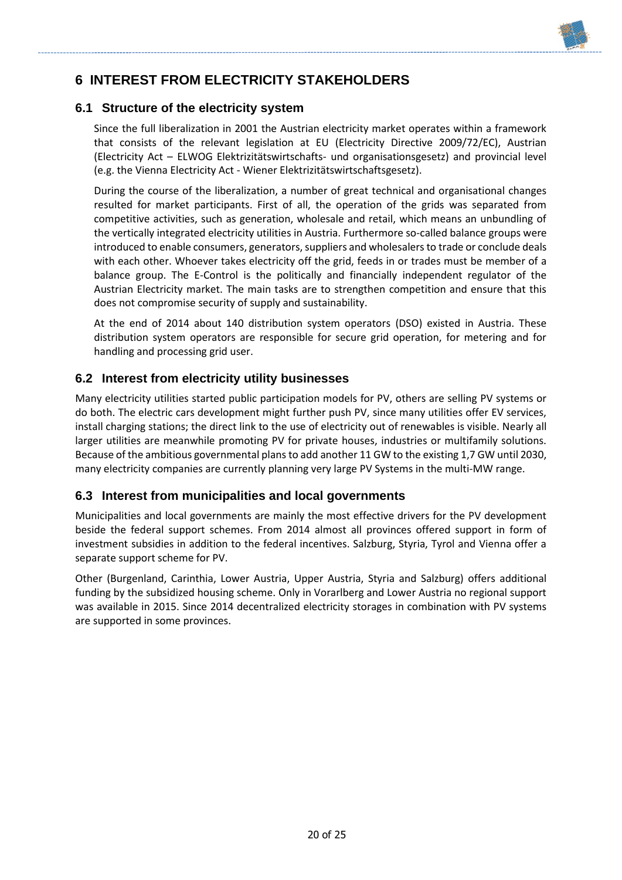# 6 INTEREST FROM ELECTRICITY STAKEHOLDERS

## 6.1 Structure of the electricity system

Since the full liberalization in 2001 the Austrian electricity market operates within a framework that consists of the relevant legislation at EU (Electricity Directive 2009/72/EC), Austrian (Electricity Act – ELWOG Elektrizitätswirtschafts- und organisationsgesetz) and provincial level (e.g. the Vienna Electricity Act - Wiener Elektrizitätswirtschaftsgesetz).

During the course of the liberalization, a number of great technical and organisational changes resulted for market participants. First of all, the operation of the grids was separated from competitive activities, such as generation, wholesale and retail, which means an unbundling of the vertically integrated electricity utilities in Austria. Furthermore so-called balance groups were introduced to enable consumers, generators, suppliers and wholesalers to trade or conclude deals with each other. Whoever takes electricity off the grid, feeds in or trades must be member of a balance group. The E-Control is the politically and financially independent regulator of the Austrian Electricity market. The main tasks are to strengthen competition and ensure that this does not compromise security of supply and sustainability.

At the end of 2014 about 140 distribution system operators (DSO) existed in Austria. These distribution system operators are responsible for secure grid operation, for metering and for handling and processing grid user.

## 6.2 Interest from electricity utility businesses

Many electricity utilities started public participation models for PV, others are selling PV systems or do both. The electric cars development might further push PV, since many utilities offer EV services, install charging stations; the direct link to the use of electricity out of renewables is visible. Nearly all larger utilities are meanwhile promoting PV for private houses, industries or multifamily solutions. Because of the ambitious governmental plans to add another 11 GW to the existing 1,7 GW until 2030, many electricity companies are currently planning very large PV Systems in the multi-MW range.

## 6.3 Interest from municipalities and local governments

Municipalities and local governments are mainly the most effective drivers for the PV development beside the federal support schemes. From 2014 almost all provinces offered support in form of investment subsidies in addition to the federal incentives. Salzburg, Styria, Tyrol and Vienna offer a separate support scheme for PV.

Other (Burgenland, Carinthia, Lower Austria, Upper Austria, Styria and Salzburg) offers additional funding by the subsidized housing scheme. Only in Vorarlberg and Lower Austria no regional support was available in 2015. Since 2014 decentralized electricity storages in combination with PV systems are supported in some provinces.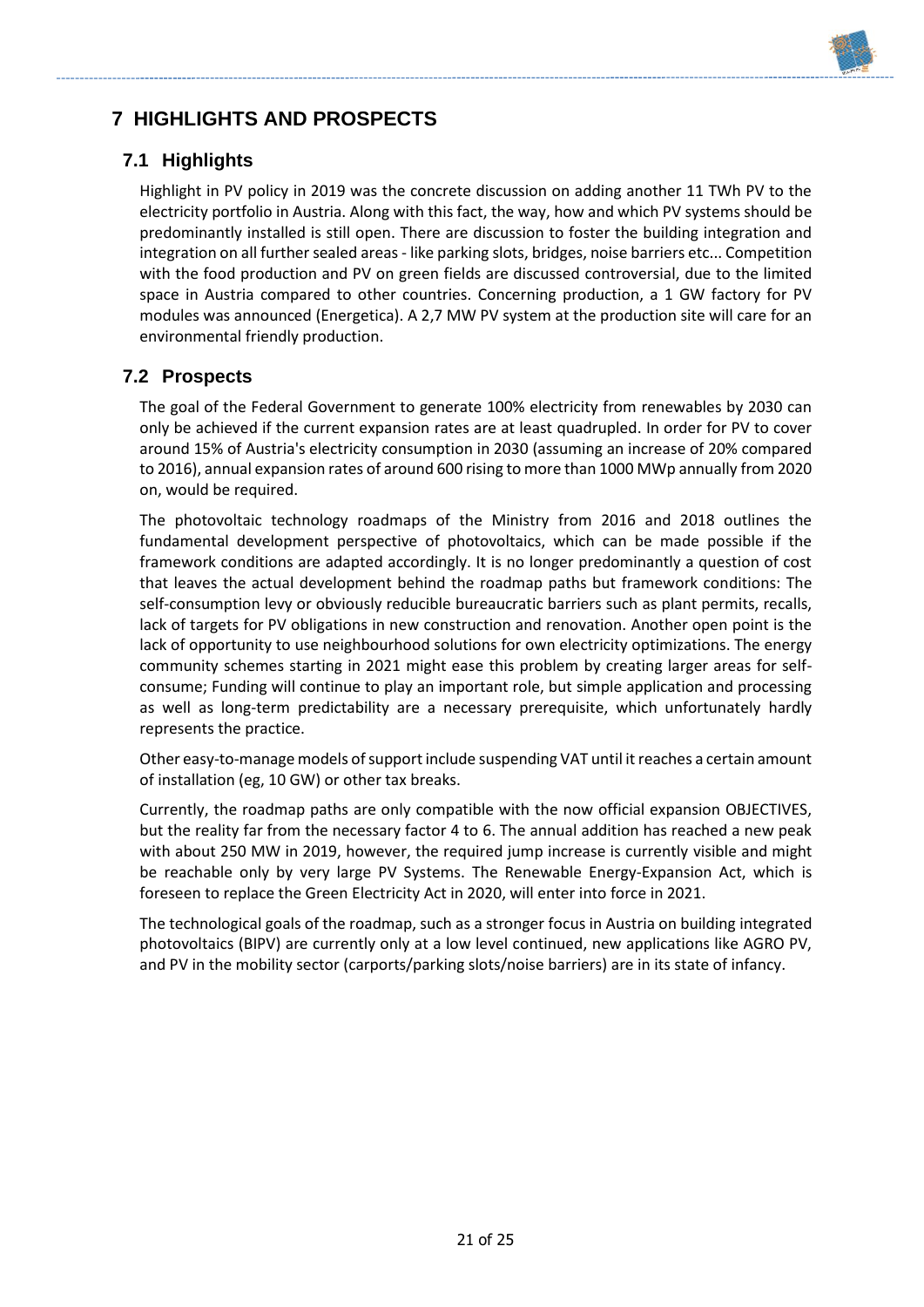# 7 HIGHLIGHTS AND PROSPECTS

## 7.1 Highlights

Highlight in PV policy in 2019 was the concrete discussion on adding another 11 TWh PV to the electricity portfolio in Austria. Along with this fact, the way, how and which PV systems should be predominantly installed is still open. There are discussion to foster the building integration and integration on all further sealed areas - like parking slots, bridges, noise barriers etc... Competition with the food production and PV on green fields are discussed controversial, due to the limited space in Austria compared to other countries. Concerning production, a 1 GW factory for PV modules was announced (Energetica). A 2,7 MW PV system at the production site will care for an environmental friendly production.

## 7.2 Prospects

The goal of the Federal Government to generate 100% electricity from renewables by 2030 can only be achieved if the current expansion rates are at least quadrupled. In order for PV to cover around 15% of Austria's electricity consumption in 2030 (assuming an increase of 20% compared to 2016), annual expansion rates of around 600 rising to more than 1000 MWp annually from 2020 on, would be required.

The photovoltaic technology roadmaps of the Ministry from 2016 and 2018 outlines the fundamental development perspective of photovoltaics, which can be made possible if the framework conditions are adapted accordingly. It is no longer predominantly a question of cost that leaves the actual development behind the roadmap paths but framework conditions: The self-consumption levy or obviously reducible bureaucratic barriers such as plant permits, recalls, lack of targets for PV obligations in new construction and renovation. Another open point is the lack of opportunity to use neighbourhood solutions for own electricity optimizations. The energy community schemes starting in 2021 might ease this problem by creating larger areas for self-consume; Funding will continue to play an important role, but simple application and processing as well as long-term predictability are a necessary prerequisite, which unfortunately hardly represents the practice.

Other easy-to-manage models of support include suspending VAT until it reaches a certain amount of installation (eg, 10 GW) or other tax breaks.

Currently, the roadmap paths are only compatible with the now official expansion OBJECTIVES, but the reality far from the necessary factor 4 to 6. The annual addition has reached a new peak with about 250 MW in 2019, however, the required jump increase is currently visible and might be reachable only by very large PV Systems. The Renewable Energy-Expansion Act, which is foreseen to replace the Green Electricity Act in 2020, will enter into force in 2021.

The technological goals of the roadmap, such as a stronger focus in Austria on building integrated photovoltaics (BIPV) are currently only at a low level continued, new applications like AGRO PV, and PV in the mobility sector (carports/parking slots/noise barriers) are in its state of infancy.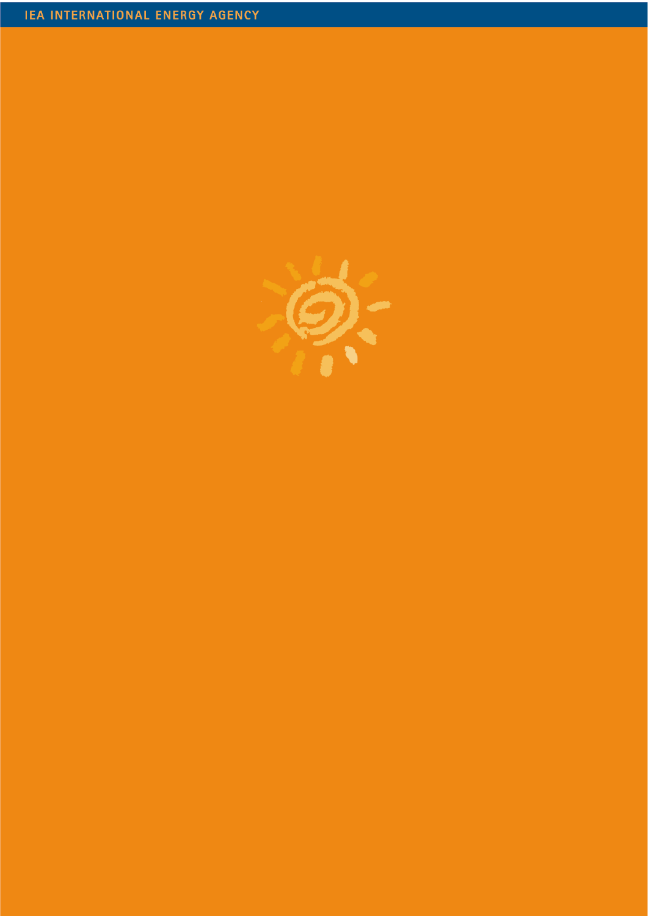IEA INTERNATIONAL ENERGY AGENCY